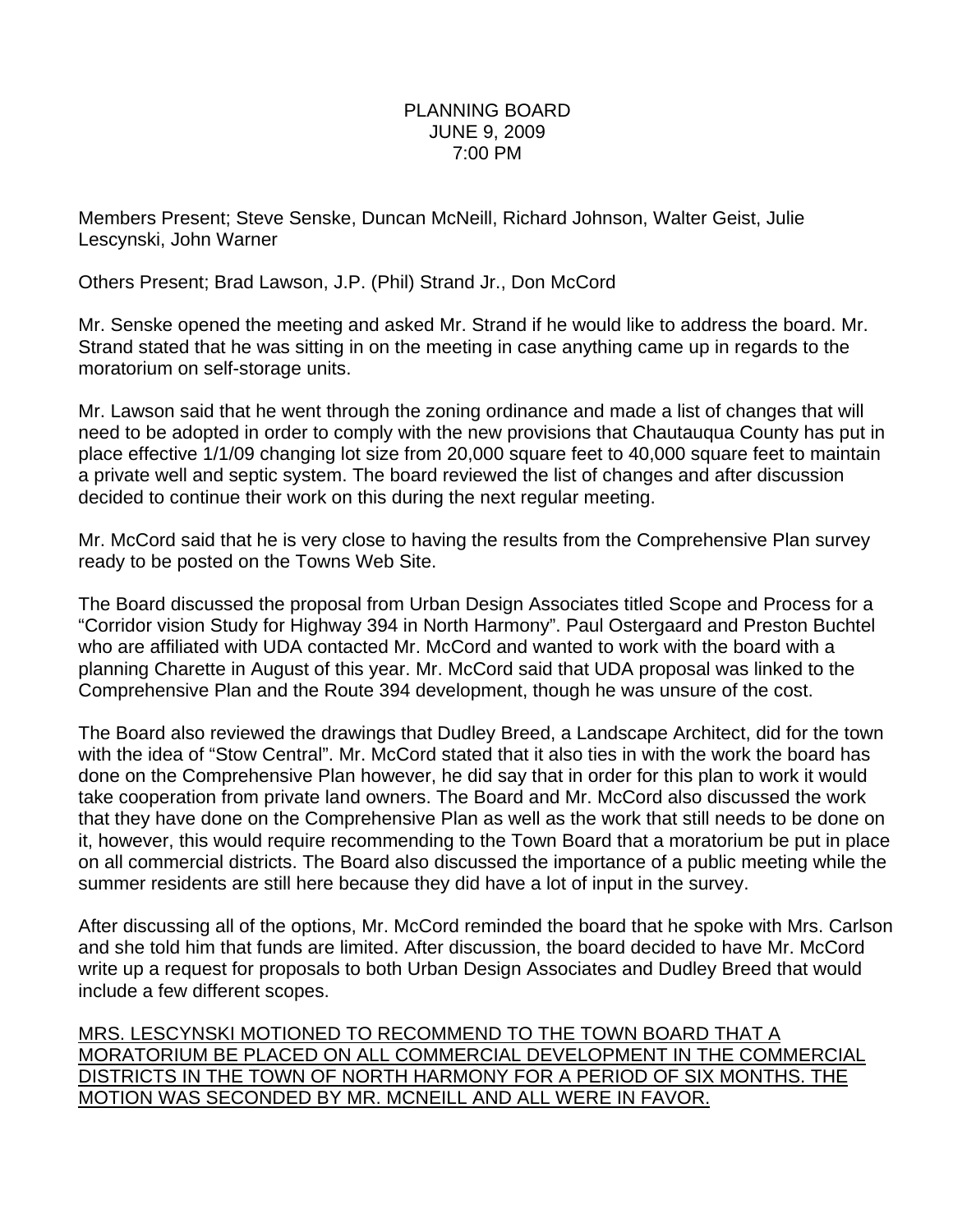PLANNING BOARD
JUNE 9, 2009
7:00 PM

Members Present; Steve Senske, Duncan McNeill, Richard Johnson, Walter Geist, Julie Lescynski, John Warner

Others Present; Brad Lawson, J.P. (Phil) Strand Jr., Don McCord

Mr. Senske opened the meeting and asked Mr. Strand if he would like to address the board. Mr. Strand stated that he was sitting in on the meeting in case anything came up in regards to the moratorium on self-storage units.

Mr. Lawson said that he went through the zoning ordinance and made a list of changes that will need to be adopted in order to comply with the new provisions that Chautauqua County has put in place effective 1/1/09 changing lot size from 20,000 square feet to 40,000 square feet to maintain a private well and septic system. The board reviewed the list of changes and after discussion decided to continue their work on this during the next regular meeting.

Mr. McCord said that he is very close to having the results from the Comprehensive Plan survey ready to be posted on the Towns Web Site.

The Board discussed the proposal from Urban Design Associates titled Scope and Process for a "Corridor vision Study for Highway 394 in North Harmony". Paul Ostergaard and Preston Buchtel who are affiliated with UDA contacted Mr. McCord and wanted to work with the board with a planning Charette in August of this year. Mr. McCord said that UDA proposal was linked to the Comprehensive Plan and the Route 394 development, though he was unsure of the cost.

The Board also reviewed the drawings that Dudley Breed, a Landscape Architect, did for the town with the idea of "Stow Central". Mr. McCord stated that it also ties in with the work the board has done on the Comprehensive Plan however, he did say that in order for this plan to work it would take cooperation from private land owners. The Board and Mr. McCord also discussed the work that they have done on the Comprehensive Plan as well as the work that still needs to be done on it, however, this would require recommending to the Town Board that a moratorium be put in place on all commercial districts. The Board also discussed the importance of a public meeting while the summer residents are still here because they did have a lot of input in the survey.

After discussing all of the options, Mr. McCord reminded the board that he spoke with Mrs. Carlson and she told him that funds are limited. After discussion, the board decided to have Mr. McCord write up a request for proposals to both Urban Design Associates and Dudley Breed that would include a few different scopes.

<u>MRS. LESCYNSKI MOTIONED TO RECOMMEND TO THE TOWN BOARD THAT A MORATORIUM BE PLACED ON ALL COMMERCIAL DEVELOPMENT IN THE COMMERCIAL DISTRICTS IN THE TOWN OF NORTH HARMONY FOR A PERIOD OF SIX MONTHS. THE MOTION WAS SECONDED BY MR. MCNEILL AND ALL WERE IN FAVOR.</u>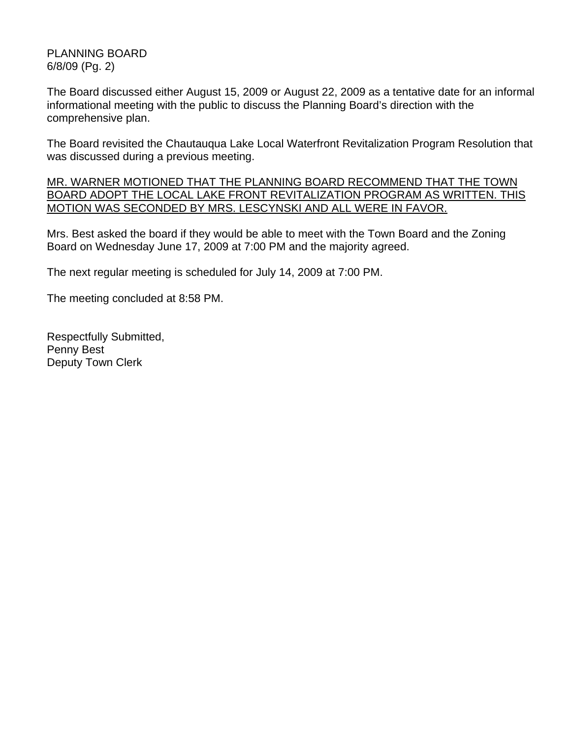The Board discussed either August 15, 2009 or August 22, 2009 as a tentative date for an informal informational meeting with the public to discuss the Planning Board's direction with the comprehensive plan.

The Board revisited the Chautauqua Lake Local Waterfront Revitalization Program Resolution that was discussed during a previous meeting.

<u>MR. WARNER MOTIONED THAT THE PLANNING BOARD RECOMMEND THAT THE TOWN BOARD ADOPT THE LOCAL LAKE FRONT REVITALIZATION PROGRAM AS WRITTEN. THIS MOTION WAS SECONDED BY MRS. LESCYNSKI AND ALL WERE IN FAVOR.</u>

Mrs. Best asked the board if they would be able to meet with the Town Board and the Zoning Board on Wednesday June 17, 2009 at 7:00 PM and the majority agreed.

The next regular meeting is scheduled for July 14, 2009 at 7:00 PM.

The meeting concluded at 8:58 PM.

Respectfully Submitted,
Penny Best
Deputy Town Clerk